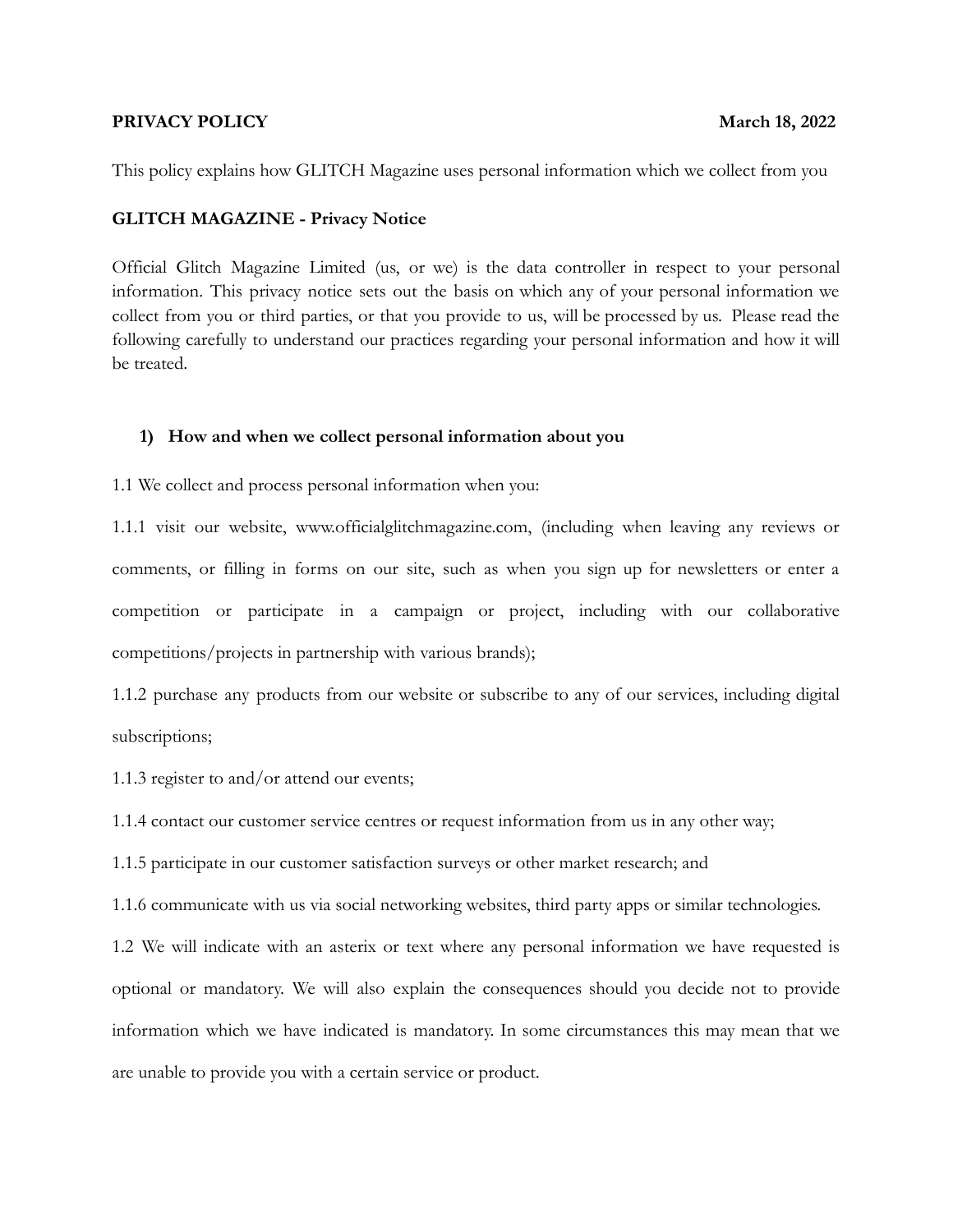**PRIVACY POLICY** **March 18, 2022**

This policy explains how GLITCH Magazine uses personal information which we collect from you

**GLITCH MAGAZINE - Privacy Notice**

Official Glitch Magazine Limited (us, or we) is the data controller in respect to your personal information. This privacy notice sets out the basis on which any of your personal information we collect from you or third parties, or that you provide to us, will be processed by us. Please read the following carefully to understand our practices regarding your personal information and how it will be treated.

## 1) How and when we collect personal information about you

1.1 We collect and process personal information when you:

1.1.1 visit our website, www.officialglitchmagazine.com, (including when leaving any reviews or comments, or filling in forms on our site, such as when you sign up for newsletters or enter a competition or participate in a campaign or project, including with our collaborative competitions/projects in partnership with various brands);

1.1.2 purchase any products from our website or subscribe to any of our services, including digital subscriptions;

1.1.3 register to and/or attend our events;

1.1.4 contact our customer service centres or request information from us in any other way;

1.1.5 participate in our customer satisfaction surveys or other market research; and

1.1.6 communicate with us via social networking websites, third party apps or similar technologies.

1.2 We will indicate with an asterix or text where any personal information we have requested is optional or mandatory. We will also explain the consequences should you decide not to provide information which we have indicated is mandatory. In some circumstances this may mean that we are unable to provide you with a certain service or product.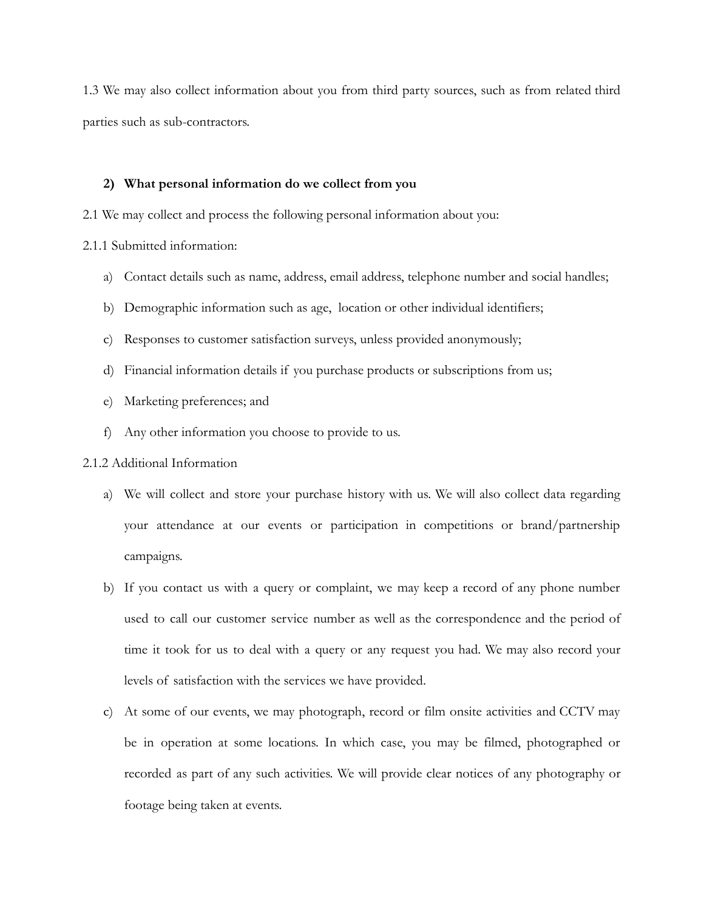1.3 We may also collect information about you from third party sources, such as from related third parties such as sub-contractors.

## 2) What personal information do we collect from you

2.1 We may collect and process the following personal information about you:

2.1.1 Submitted information:

a) Contact details such as name, address, email address, telephone number and social handles;

b) Demographic information such as age, location or other individual identifiers;

c) Responses to customer satisfaction surveys, unless provided anonymously;

d) Financial information details if you purchase products or subscriptions from us;

e) Marketing preferences; and

f) Any other information you choose to provide to us.

2.1.2 Additional Information

a) We will collect and store your purchase history with us. We will also collect data regarding your attendance at our events or participation in competitions or brand/partnership campaigns.

b) If you contact us with a query or complaint, we may keep a record of any phone number used to call our customer service number as well as the correspondence and the period of time it took for us to deal with a query or any request you had. We may also record your levels of satisfaction with the services we have provided.

c) At some of our events, we may photograph, record or film onsite activities and CCTV may be in operation at some locations. In which case, you may be filmed, photographed or recorded as part of any such activities. We will provide clear notices of any photography or footage being taken at events.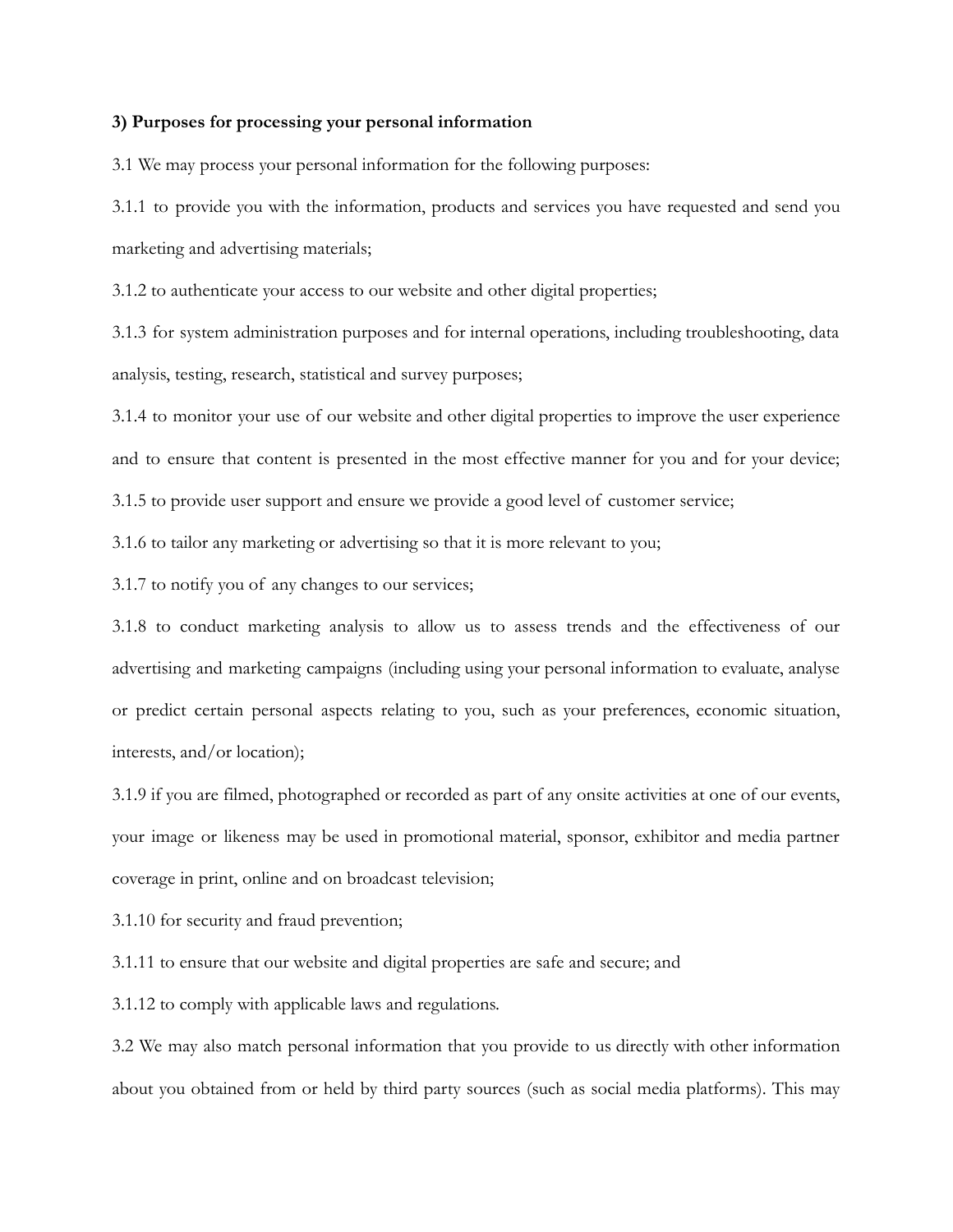**3) Purposes for processing your personal information**

3.1 We may process your personal information for the following purposes:

3.1.1 to provide you with the information, products and services you have requested and send you marketing and advertising materials;

3.1.2 to authenticate your access to our website and other digital properties;

3.1.3 for system administration purposes and for internal operations, including troubleshooting, data analysis, testing, research, statistical and survey purposes;

3.1.4 to monitor your use of our website and other digital properties to improve the user experience and to ensure that content is presented in the most effective manner for you and for your device;

3.1.5 to provide user support and ensure we provide a good level of customer service;

3.1.6 to tailor any marketing or advertising so that it is more relevant to you;

3.1.7 to notify you of any changes to our services;

3.1.8 to conduct marketing analysis to allow us to assess trends and the effectiveness of our advertising and marketing campaigns (including using your personal information to evaluate, analyse or predict certain personal aspects relating to you, such as your preferences, economic situation, interests, and/or location);

3.1.9 if you are filmed, photographed or recorded as part of any onsite activities at one of our events, your image or likeness may be used in promotional material, sponsor, exhibitor and media partner coverage in print, online and on broadcast television;

3.1.10 for security and fraud prevention;

3.1.11 to ensure that our website and digital properties are safe and secure; and

3.1.12 to comply with applicable laws and regulations.

3.2 We may also match personal information that you provide to us directly with other information about you obtained from or held by third party sources (such as social media platforms). This may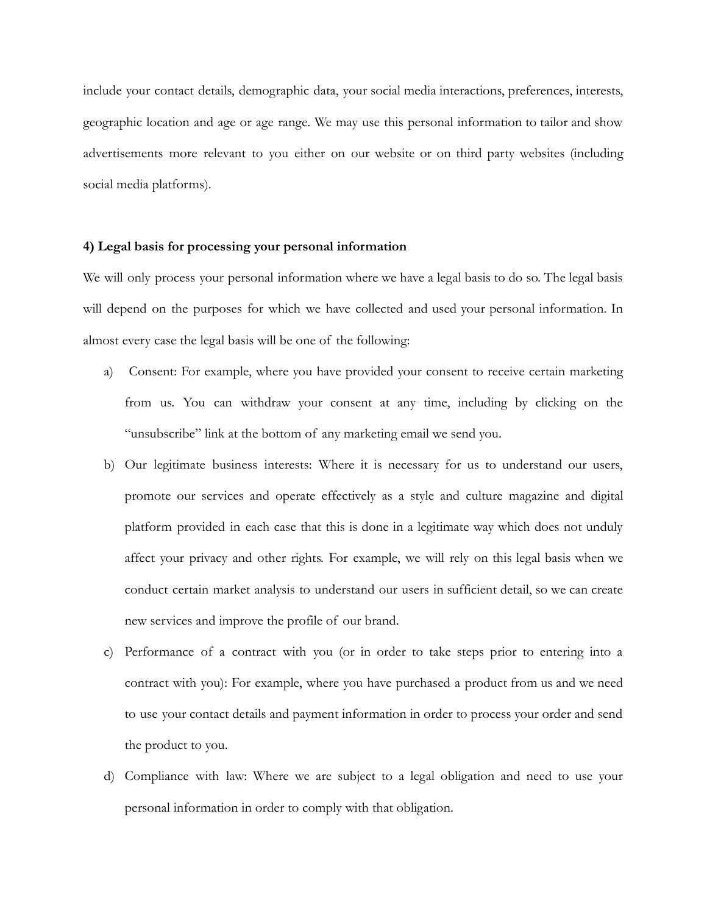include your contact details, demographic data, your social media interactions, preferences, interests, geographic location and age or age range. We may use this personal information to tailor and show advertisements more relevant to you either on our website or on third party websites (including social media platforms).

**4) Legal basis for processing your personal information**

We will only process your personal information where we have a legal basis to do so. The legal basis will depend on the purposes for which we have collected and used your personal information. In almost every case the legal basis will be one of the following:

a) Consent: For example, where you have provided your consent to receive certain marketing from us. You can withdraw your consent at any time, including by clicking on the "unsubscribe" link at the bottom of any marketing email we send you.

b) Our legitimate business interests: Where it is necessary for us to understand our users, promote our services and operate effectively as a style and culture magazine and digital platform provided in each case that this is done in a legitimate way which does not unduly affect your privacy and other rights. For example, we will rely on this legal basis when we conduct certain market analysis to understand our users in sufficient detail, so we can create new services and improve the profile of our brand.

c) Performance of a contract with you (or in order to take steps prior to entering into a contract with you): For example, where you have purchased a product from us and we need to use your contact details and payment information in order to process your order and send the product to you.

d) Compliance with law: Where we are subject to a legal obligation and need to use your personal information in order to comply with that obligation.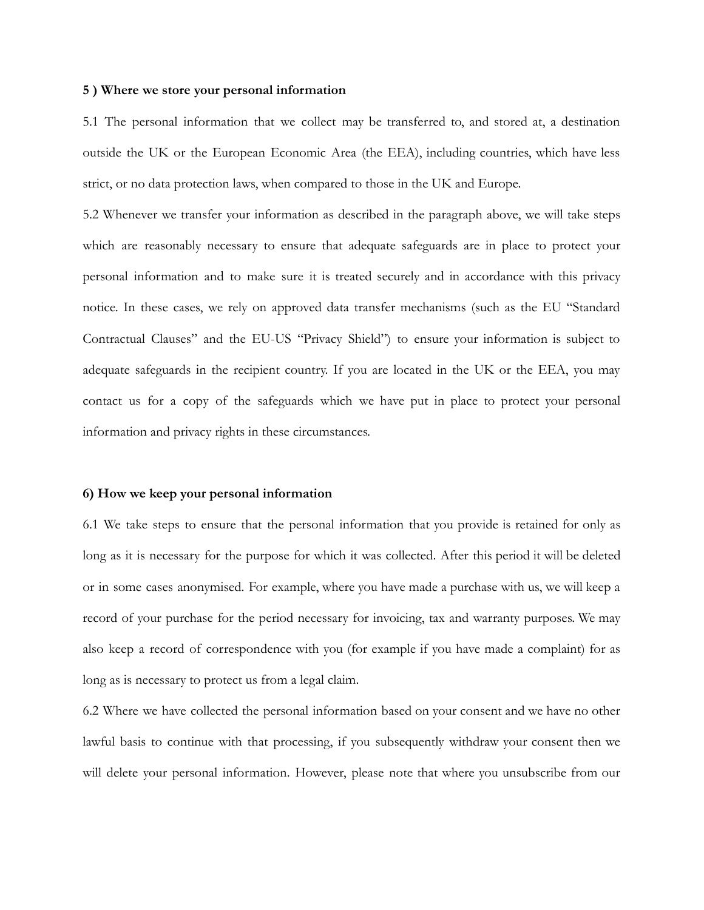**5 ) Where we store your personal information**

5.1 The personal information that we collect may be transferred to, and stored at, a destination outside the UK or the European Economic Area (the EEA), including countries, which have less strict, or no data protection laws, when compared to those in the UK and Europe.

5.2 Whenever we transfer your information as described in the paragraph above, we will take steps which are reasonably necessary to ensure that adequate safeguards are in place to protect your personal information and to make sure it is treated securely and in accordance with this privacy notice. In these cases, we rely on approved data transfer mechanisms (such as the EU "Standard Contractual Clauses" and the EU-US "Privacy Shield") to ensure your information is subject to adequate safeguards in the recipient country. If you are located in the UK or the EEA, you may contact us for a copy of the safeguards which we have put in place to protect your personal information and privacy rights in these circumstances.

**6) How we keep your personal information**

6.1 We take steps to ensure that the personal information that you provide is retained for only as long as it is necessary for the purpose for which it was collected. After this period it will be deleted or in some cases anonymised. For example, where you have made a purchase with us, we will keep a record of your purchase for the period necessary for invoicing, tax and warranty purposes. We may also keep a record of correspondence with you (for example if you have made a complaint) for as long as is necessary to protect us from a legal claim.

6.2 Where we have collected the personal information based on your consent and we have no other lawful basis to continue with that processing, if you subsequently withdraw your consent then we will delete your personal information. However, please note that where you unsubscribe from our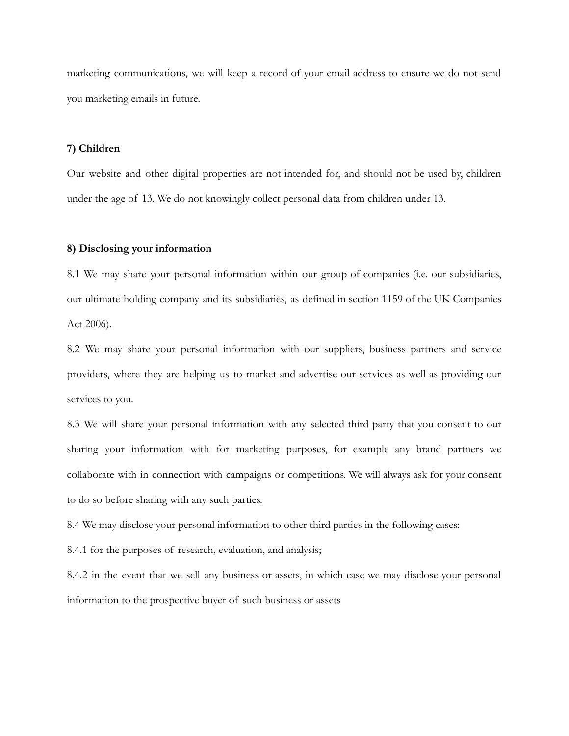marketing communications, we will keep a record of your email address to ensure we do not send you marketing emails in future.

**7) Children**

Our website and other digital properties are not intended for, and should not be used by, children under the age of 13. We do not knowingly collect personal data from children under 13.

**8) Disclosing your information**

8.1 We may share your personal information within our group of companies (i.e. our subsidiaries, our ultimate holding company and its subsidiaries, as defined in section 1159 of the UK Companies Act 2006).

8.2 We may share your personal information with our suppliers, business partners and service providers, where they are helping us to market and advertise our services as well as providing our services to you.

8.3 We will share your personal information with any selected third party that you consent to our sharing your information with for marketing purposes, for example any brand partners we collaborate with in connection with campaigns or competitions. We will always ask for your consent to do so before sharing with any such parties.

8.4 We may disclose your personal information to other third parties in the following cases:

8.4.1 for the purposes of research, evaluation, and analysis;

8.4.2 in the event that we sell any business or assets, in which case we may disclose your personal information to the prospective buyer of such business or assets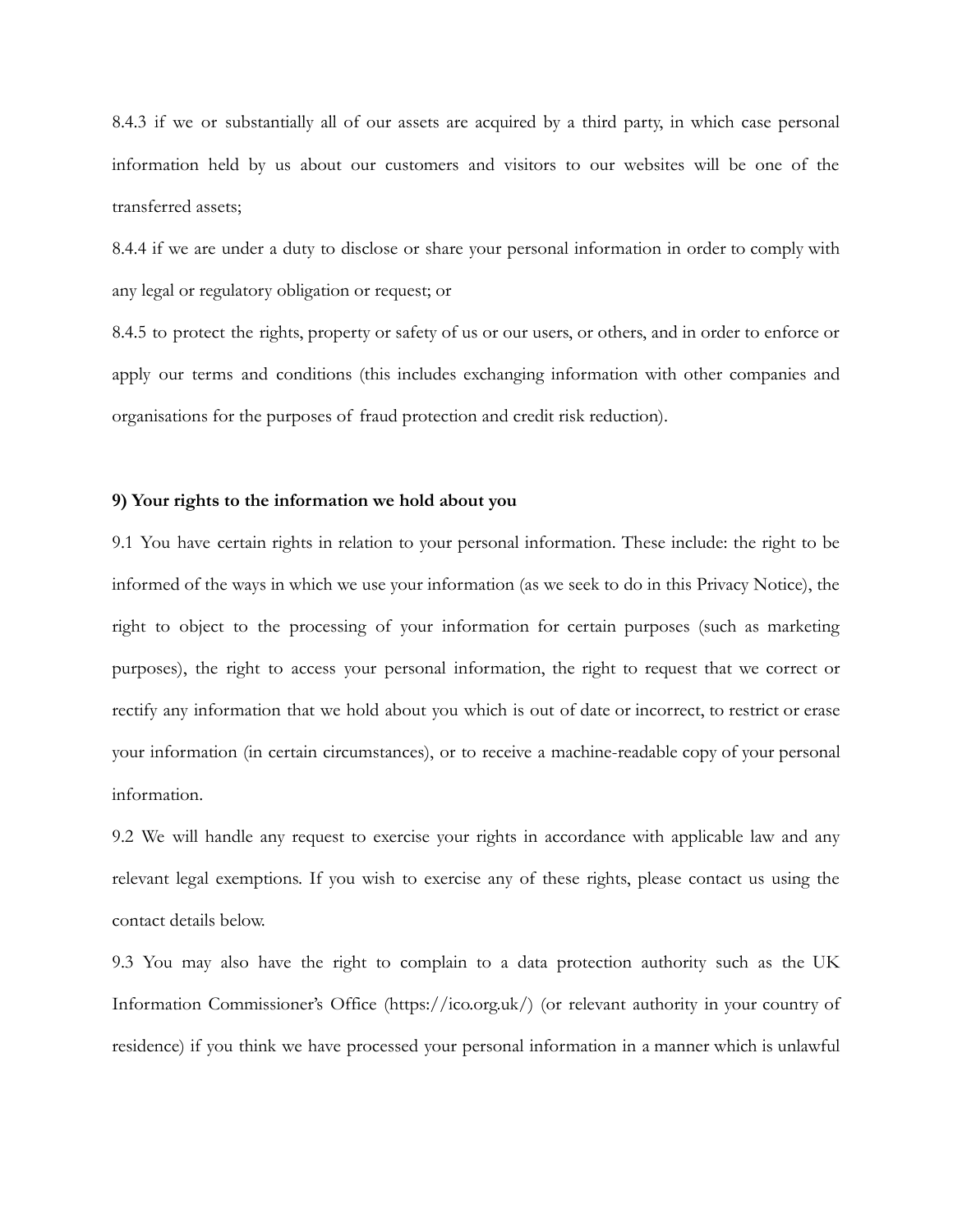8.4.3 if we or substantially all of our assets are acquired by a third party, in which case personal information held by us about our customers and visitors to our websites will be one of the transferred assets;

8.4.4 if we are under a duty to disclose or share your personal information in order to comply with any legal or regulatory obligation or request; or

8.4.5 to protect the rights, property or safety of us or our users, or others, and in order to enforce or apply our terms and conditions (this includes exchanging information with other companies and organisations for the purposes of fraud protection and credit risk reduction).

**9) Your rights to the information we hold about you**

9.1 You have certain rights in relation to your personal information. These include: the right to be informed of the ways in which we use your information (as we seek to do in this Privacy Notice), the right to object to the processing of your information for certain purposes (such as marketing purposes), the right to access your personal information, the right to request that we correct or rectify any information that we hold about you which is out of date or incorrect, to restrict or erase your information (in certain circumstances), or to receive a machine-readable copy of your personal information.

9.2 We will handle any request to exercise your rights in accordance with applicable law and any relevant legal exemptions. If you wish to exercise any of these rights, please contact us using the contact details below.

9.3 You may also have the right to complain to a data protection authority such as the UK Information Commissioner's Office (https://ico.org.uk/) (or relevant authority in your country of residence) if you think we have processed your personal information in a manner which is unlawful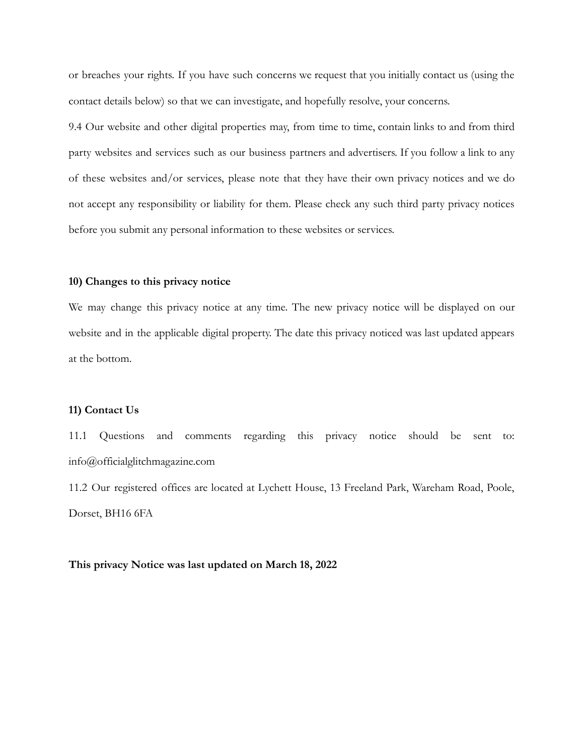or breaches your rights. If you have such concerns we request that you initially contact us (using the contact details below) so that we can investigate, and hopefully resolve, your concerns.

9.4 Our website and other digital properties may, from time to time, contain links to and from third party websites and services such as our business partners and advertisers. If you follow a link to any of these websites and/or services, please note that they have their own privacy notices and we do not accept any responsibility or liability for them. Please check any such third party privacy notices before you submit any personal information to these websites or services.

**10) Changes to this privacy notice**

We may change this privacy notice at any time. The new privacy notice will be displayed on our website and in the applicable digital property. The date this privacy noticed was last updated appears at the bottom.

**11) Contact Us**

11.1 Questions and comments regarding this privacy notice should be sent to: info@officialglitchmagazine.com

11.2 Our registered offices are located at Lychett House, 13 Freeland Park, Wareham Road, Poole, Dorset, BH16 6FA

**This privacy Notice was last updated on March 18, 2022**